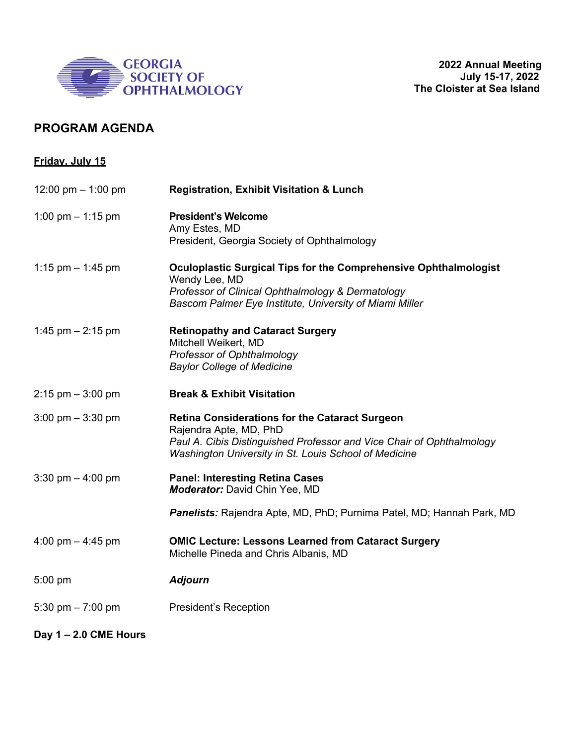**GEORGIA SOCIETY OF OPHTHALMOLOGY**

**2022 Annual Meeting**
**July 15-17, 2022**
**The Cloister at Sea Island**

## PROGRAM AGENDA

### Friday, July 15

| | |
|---|---|
| 12:00 pm – 1:00 pm | **Registration, Exhibit Visitation & Lunch** |
| 1:00 pm – 1:15 pm | **President's Welcome**<br>Amy Estes, MD<br>President, Georgia Society of Ophthalmology |
| 1:15 pm – 1:45 pm | **Oculoplastic Surgical Tips for the Comprehensive Ophthalmologist**<br>Wendy Lee, MD<br>*Professor of Clinical Ophthalmology & Dermatology*<br>*Bascom Palmer Eye Institute, University of Miami Miller* |
| 1:45 pm – 2:15 pm | **Retinopathy and Cataract Surgery**<br>Mitchell Weikert, MD<br>*Professor of Ophthalmology*<br>*Baylor College of Medicine* |
| 2:15 pm – 3:00 pm | **Break & Exhibit Visitation** |
| 3:00 pm – 3:30 pm | **Retina Considerations for the Cataract Surgeon**<br>Rajendra Apte, MD, PhD<br>*Paul A. Cibis Distinguished Professor and Vice Chair of Ophthalmology*<br>*Washington University in St. Louis School of Medicine* |
| 3:30 pm – 4:00 pm | **Panel: Interesting Retina Cases**<br>***Moderator:*** David Chin Yee, MD<br><br>***Panelists:*** Rajendra Apte, MD, PhD; Purnima Patel, MD; Hannah Park, MD |
| 4:00 pm – 4:45 pm | **OMIC Lecture: Lessons Learned from Cataract Surgery**<br>Michelle Pineda and Chris Albanis, MD |
| 5:00 pm | ***Adjourn*** |
| 5:30 pm – 7:00 pm | President's Reception |

**Day 1 – 2.0 CME Hours**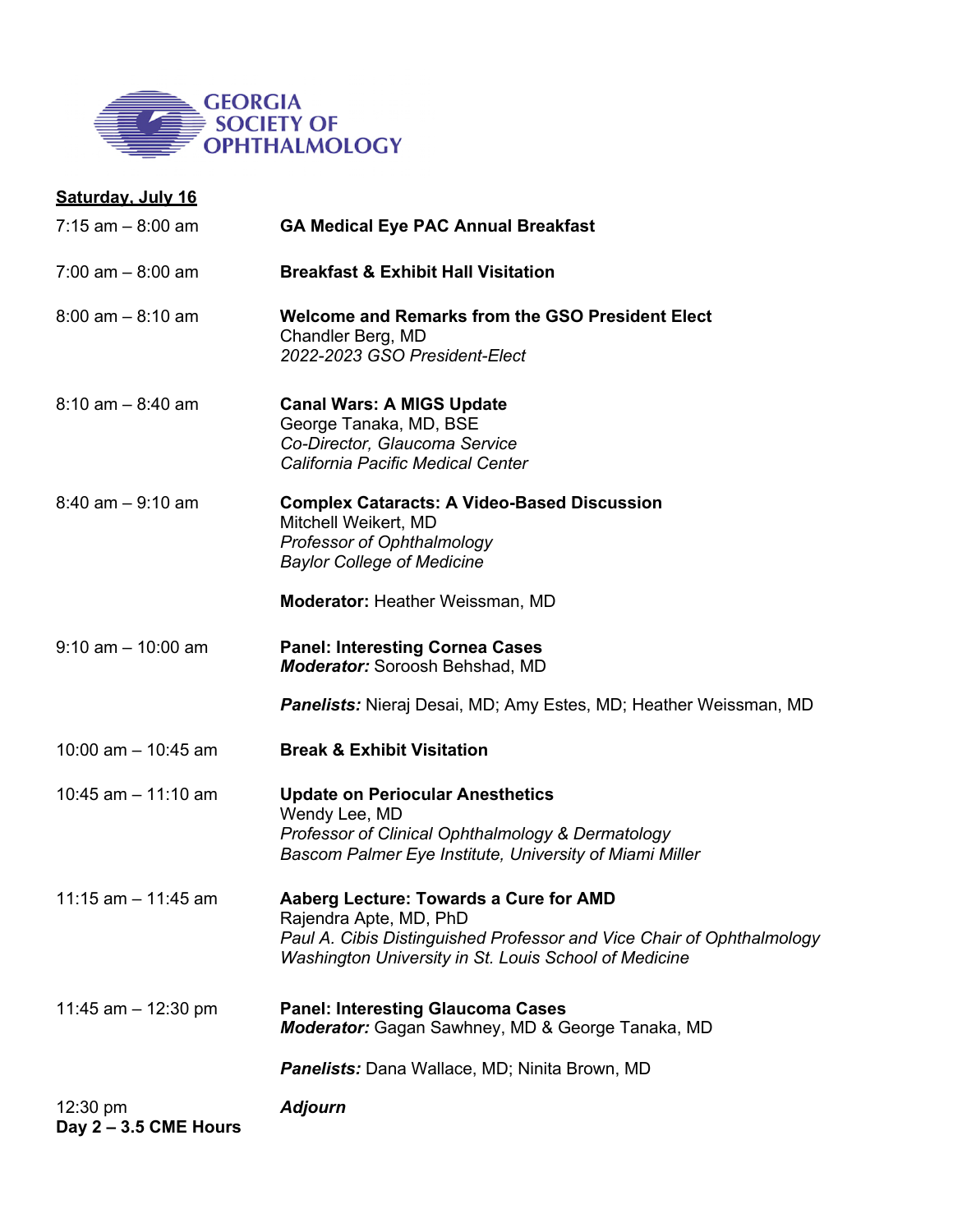GEORGIA SOCIETY OF OPHTHALMOLOGY

**Saturday, July 16**

| | |
|---|---|
| 7:15 am – 8:00 am | **GA Medical Eye PAC Annual Breakfast** |
| 7:00 am – 8:00 am | **Breakfast & Exhibit Hall Visitation** |
| 8:00 am – 8:10 am | **Welcome and Remarks from the GSO President Elect**<br>Chandler Berg, MD<br>*2022-2023 GSO President-Elect* |
| 8:10 am – 8:40 am | **Canal Wars: A MIGS Update**<br>George Tanaka, MD, BSE<br>*Co-Director, Glaucoma Service*<br>*California Pacific Medical Center* |
| 8:40 am – 9:10 am | **Complex Cataracts: A Video-Based Discussion**<br>Mitchell Weikert, MD<br>*Professor of Ophthalmology*<br>*Baylor College of Medicine*<br><br>**Moderator:** Heather Weissman, MD |
| 9:10 am – 10:00 am | **Panel: Interesting Cornea Cases**<br>***Moderator:*** Soroosh Behshad, MD<br><br>***Panelists:*** Nieraj Desai, MD; Amy Estes, MD; Heather Weissman, MD |
| 10:00 am – 10:45 am | **Break & Exhibit Visitation** |
| 10:45 am – 11:10 am | **Update on Periocular Anesthetics**<br>Wendy Lee, MD<br>*Professor of Clinical Ophthalmology & Dermatology*<br>*Bascom Palmer Eye Institute, University of Miami Miller* |
| 11:15 am – 11:45 am | **Aaberg Lecture: Towards a Cure for AMD**<br>Rajendra Apte, MD, PhD<br>*Paul A. Cibis Distinguished Professor and Vice Chair of Ophthalmology*<br>*Washington University in St. Louis School of Medicine* |
| 11:45 am – 12:30 pm | **Panel: Interesting Glaucoma Cases**<br>***Moderator:*** Gagan Sawhney, MD & George Tanaka, MD<br><br>***Panelists:*** Dana Wallace, MD; Ninita Brown, MD |
| 12:30 pm<br>**Day 2 – 3.5 CME Hours** | ***Adjourn*** |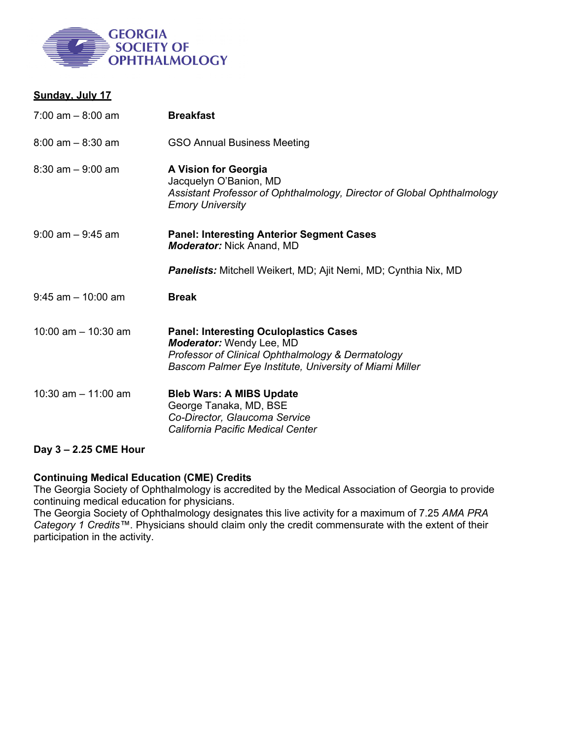GEORGIA SOCIETY OF OPHTHALMOLOGY

**<u>Sunday, July 17</u>**

| | |
|---|---|
| 7:00 am – 8:00 am | **Breakfast** |
| 8:00 am – 8:30 am | GSO Annual Business Meeting |
| 8:30 am – 9:00 am | **A Vision for Georgia**<br>Jacquelyn O'Banion, MD<br>*Assistant Professor of Ophthalmology, Director of Global Ophthalmology*<br>*Emory University* |
| 9:00 am – 9:45 am | **Panel: Interesting Anterior Segment Cases**<br>***Moderator:*** Nick Anand, MD<br><br>***Panelists:*** Mitchell Weikert, MD; Ajit Nemi, MD; Cynthia Nix, MD |
| 9:45 am – 10:00 am | **Break** |
| 10:00 am – 10:30 am | **Panel: Interesting Oculoplastics Cases**<br>***Moderator:*** Wendy Lee, MD<br>*Professor of Clinical Ophthalmology & Dermatology*<br>*Bascom Palmer Eye Institute, University of Miami Miller* |
| 10:30 am – 11:00 am | **Bleb Wars: A MIBS Update**<br>George Tanaka, MD, BSE<br>*Co-Director, Glaucoma Service*<br>*California Pacific Medical Center* |

**Day 3 – 2.25 CME Hour**

**Continuing Medical Education (CME) Credits**

The Georgia Society of Ophthalmology is accredited by the Medical Association of Georgia to provide continuing medical education for physicians.

The Georgia Society of Ophthalmology designates this live activity for a maximum of 7.25 *AMA PRA Category 1 Credits*™. Physicians should claim only the credit commensurate with the extent of their participation in the activity.